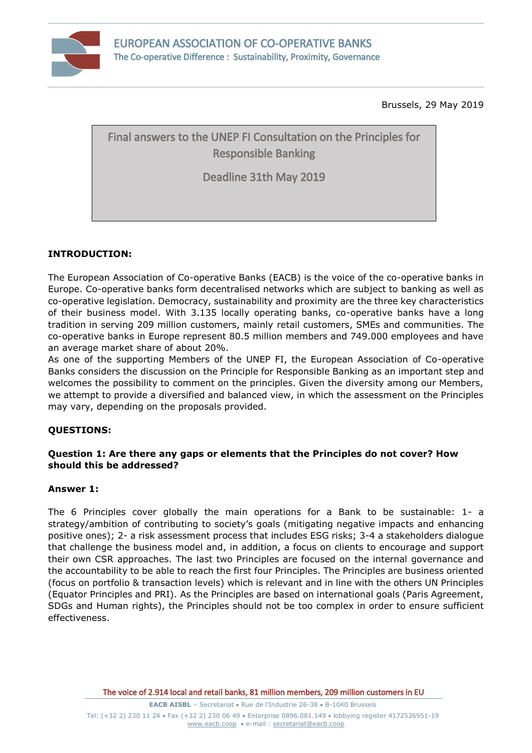# EUROPEAN ASSOCIATION OF CO-OPERATIVE BANKS

The Co-operative Difference : Sustainability, Proximity, Governance

Brussels, 29 May 2019

**Final answers to the UNEP FI Consultation on the Principles for Responsible Banking**

**Deadline 31th May 2019**

## INTRODUCTION:

The European Association of Co-operative Banks (EACB) is the voice of the co-operative banks in Europe. Co-operative banks form decentralised networks which are subject to banking as well as co-operative legislation. Democracy, sustainability and proximity are the three key characteristics of their business model. With 3.135 locally operating banks, co-operative banks have a long tradition in serving 209 million customers, mainly retail customers, SMEs and communities. The co-operative banks in Europe represent 80.5 million members and 749.000 employees and have an average market share of about 20%.

As one of the supporting Members of the UNEP FI, the European Association of Co-operative Banks considers the discussion on the Principle for Responsible Banking as an important step and welcomes the possibility to comment on the principles. Given the diversity among our Members, we attempt to provide a diversified and balanced view, in which the assessment on the Principles may vary, depending on the proposals provided.

## QUESTIONS:

### Question 1: Are there any gaps or elements that the Principles do not cover? How should this be addressed?

### Answer 1:

The 6 Principles cover globally the main operations for a Bank to be sustainable: 1- a strategy/ambition of contributing to society's goals (mitigating negative impacts and enhancing positive ones); 2- a risk assessment process that includes ESG risks; 3-4 a stakeholders dialogue that challenge the business model and, in addition, a focus on clients to encourage and support their own CSR approaches. The last two Principles are focused on the internal governance and the accountability to be able to reach the first four Principles. The Principles are business oriented (focus on portfolio & transaction levels) which is relevant and in line with the others UN Principles (Equator Principles and PRI). As the Principles are based on international goals (Paris Agreement, SDGs and Human rights), the Principles should not be too complex in order to ensure sufficient effectiveness.

The voice of 2.914 local and retail banks, 81 million members, 209 million customers in EU

**EACB AISBL** – Secretariat • Rue de l'Industrie 26-38 • B-1040 Brussels

Tel: (+32 2) 230 11 24 • Fax (+32 2) 230 06 49 • Enterprise 0896.081.149 • lobbying register 4172526951-19

www.eacb.coop • e-mail : secretariat@eacb.coop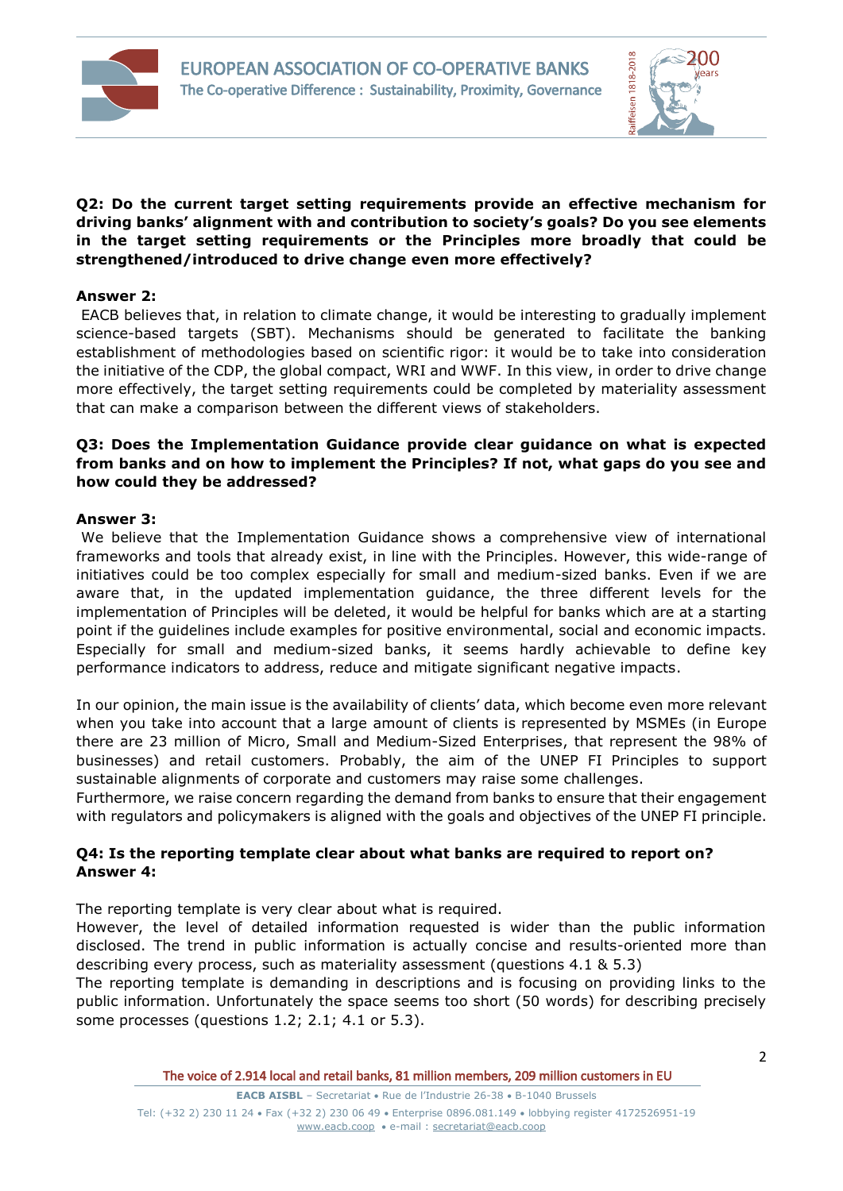**Q2: Do the current target setting requirements provide an effective mechanism for driving banks' alignment with and contribution to society's goals? Do you see elements in the target setting requirements or the Principles more broadly that could be strengthened/introduced to drive change even more effectively?**

**Answer 2:**

EACB believes that, in relation to climate change, it would be interesting to gradually implement science-based targets (SBT). Mechanisms should be generated to facilitate the banking establishment of methodologies based on scientific rigor: it would be to take into consideration the initiative of the CDP, the global compact, WRI and WWF. In this view, in order to drive change more effectively, the target setting requirements could be completed by materiality assessment that can make a comparison between the different views of stakeholders.

**Q3: Does the Implementation Guidance provide clear guidance on what is expected from banks and on how to implement the Principles? If not, what gaps do you see and how could they be addressed?**

**Answer 3:**

We believe that the Implementation Guidance shows a comprehensive view of international frameworks and tools that already exist, in line with the Principles. However, this wide-range of initiatives could be too complex especially for small and medium-sized banks. Even if we are aware that, in the updated implementation guidance, the three different levels for the implementation of Principles will be deleted, it would be helpful for banks which are at a starting point if the guidelines include examples for positive environmental, social and economic impacts. Especially for small and medium-sized banks, it seems hardly achievable to define key performance indicators to address, reduce and mitigate significant negative impacts.

In our opinion, the main issue is the availability of clients' data, which become even more relevant when you take into account that a large amount of clients is represented by MSMEs (in Europe there are 23 million of Micro, Small and Medium-Sized Enterprises, that represent the 98% of businesses) and retail customers. Probably, the aim of the UNEP FI Principles to support sustainable alignments of corporate and customers may raise some challenges.

Furthermore, we raise concern regarding the demand from banks to ensure that their engagement with regulators and policymakers is aligned with the goals and objectives of the UNEP FI principle.

**Q4: Is the reporting template clear about what banks are required to report on?**
**Answer 4:**

The reporting template is very clear about what is required.

However, the level of detailed information requested is wider than the public information disclosed. The trend in public information is actually concise and results-oriented more than describing every process, such as materiality assessment (questions 4.1 & 5.3)

The reporting template is demanding in descriptions and is focusing on providing links to the public information. Unfortunately the space seems too short (50 words) for describing precisely some processes (questions 1.2; 2.1; 4.1 or 5.3).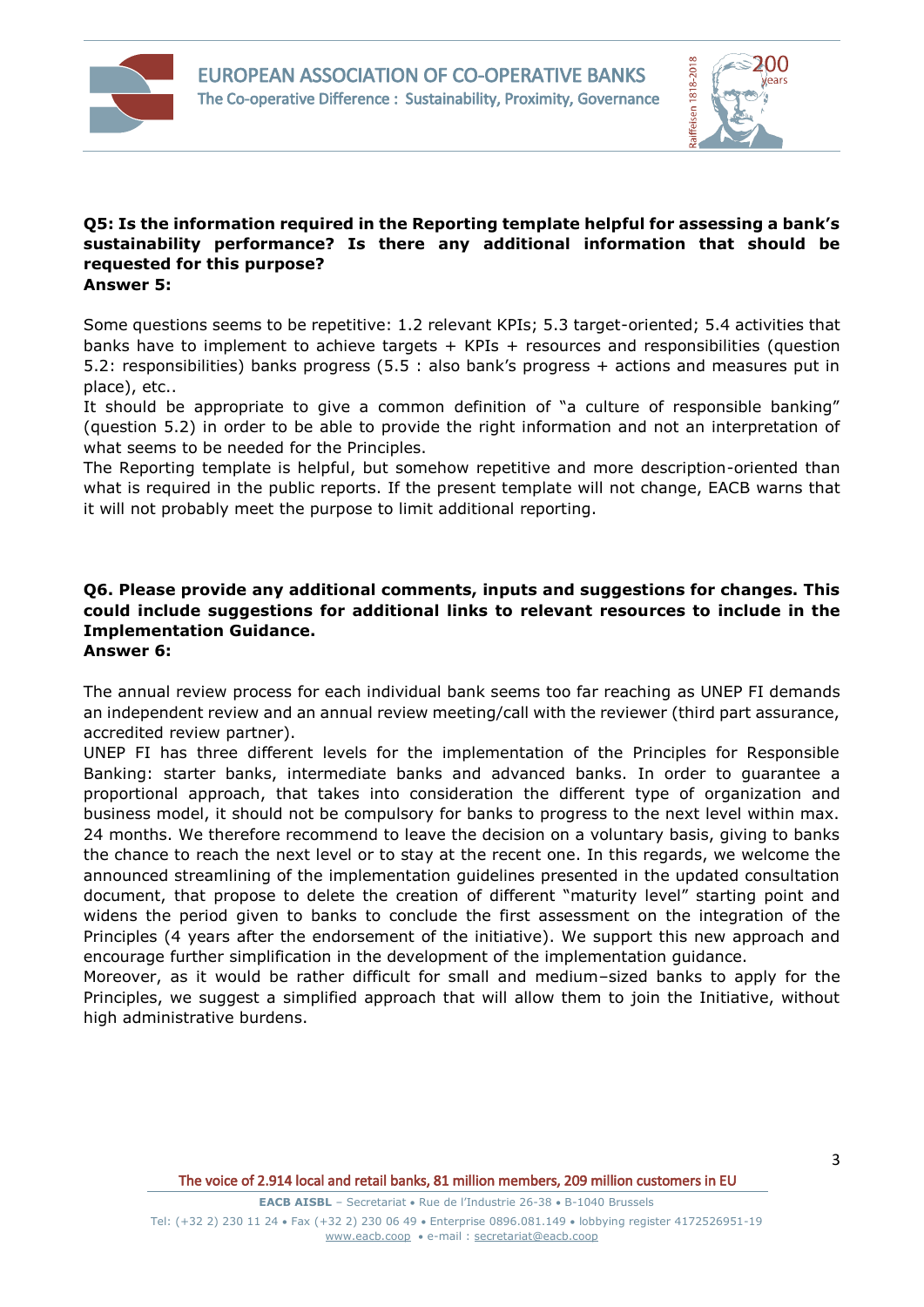**Q5: Is the information required in the Reporting template helpful for assessing a bank's sustainability performance? Is there any additional information that should be requested for this purpose?**
**Answer 5:**

Some questions seems to be repetitive: 1.2 relevant KPIs; 5.3 target-oriented; 5.4 activities that banks have to implement to achieve targets + KPIs + resources and responsibilities (question 5.2: responsibilities) banks progress (5.5 : also bank's progress + actions and measures put in place), etc..
It should be appropriate to give a common definition of "a culture of responsible banking" (question 5.2) in order to be able to provide the right information and not an interpretation of what seems to be needed for the Principles.
The Reporting template is helpful, but somehow repetitive and more description-oriented than what is required in the public reports. If the present template will not change, EACB warns that it will not probably meet the purpose to limit additional reporting.

**Q6. Please provide any additional comments, inputs and suggestions for changes. This could include suggestions for additional links to relevant resources to include in the Implementation Guidance.**
**Answer 6:**

The annual review process for each individual bank seems too far reaching as UNEP FI demands an independent review and an annual review meeting/call with the reviewer (third part assurance, accredited review partner).
UNEP FI has three different levels for the implementation of the Principles for Responsible Banking: starter banks, intermediate banks and advanced banks. In order to guarantee a proportional approach, that takes into consideration the different type of organization and business model, it should not be compulsory for banks to progress to the next level within max. 24 months. We therefore recommend to leave the decision on a voluntary basis, giving to banks the chance to reach the next level or to stay at the recent one. In this regards, we welcome the announced streamlining of the implementation guidelines presented in the updated consultation document, that propose to delete the creation of different "maturity level" starting point and widens the period given to banks to conclude the first assessment on the integration of the Principles (4 years after the endorsement of the initiative). We support this new approach and encourage further simplification in the development of the implementation guidance.
Moreover, as it would be rather difficult for small and medium–sized banks to apply for the Principles, we suggest a simplified approach that will allow them to join the Initiative, without high administrative burdens.